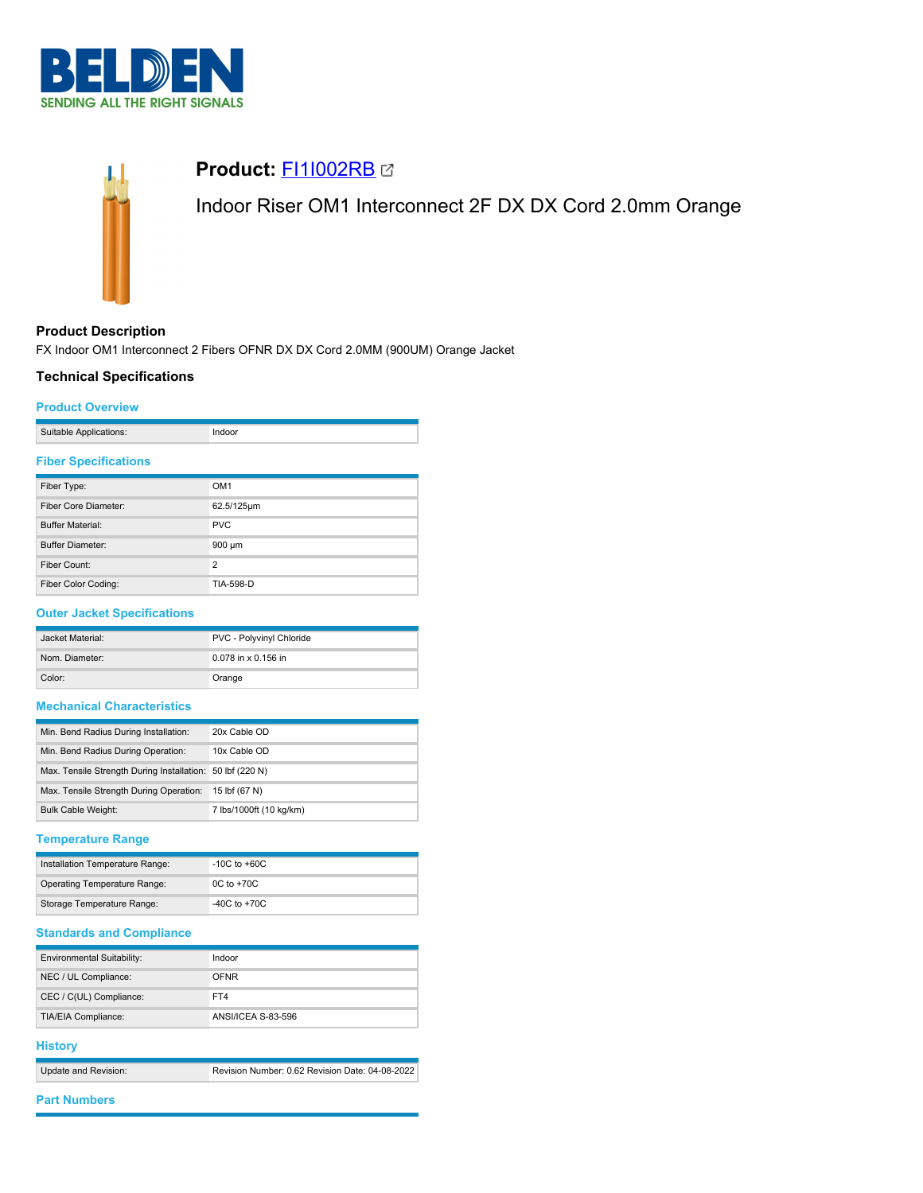# BELDEN

SENDING ALL THE RIGHT SIGNALS

## Product: FI1I002RB

Indoor Riser OM1 Interconnect 2F DX DX Cord 2.0mm Orange

### Product Description

FX Indoor OM1 Interconnect 2 Fibers OFNR DX DX Cord 2.0MM (900UM) Orange Jacket

### Technical Specifications

#### Product Overview

| | |
|---|---|
| Suitable Applications: | Indoor |

#### Fiber Specifications

| | |
|---|---|
| Fiber Type: | OM1 |
| Fiber Core Diameter: | 62.5/125µm |
| Buffer Material: | PVC |
| Buffer Diameter: | 900 µm |
| Fiber Count: | 2 |
| Fiber Color Coding: | TIA-598-D |

#### Outer Jacket Specifications

| | |
|---|---|
| Jacket Material: | PVC - Polyvinyl Chloride |
| Nom. Diameter: | 0.078 in x 0.156 in |
| Color: | Orange |

#### Mechanical Characteristics

| | |
|---|---|
| Min. Bend Radius During Installation: | 20x Cable OD |
| Min. Bend Radius During Operation: | 10x Cable OD |
| Max. Tensile Strength During Installation: | 50 lbf (220 N) |
| Max. Tensile Strength During Operation: | 15 lbf (67 N) |
| Bulk Cable Weight: | 7 lbs/1000ft (10 kg/km) |

#### Temperature Range

| | |
|---|---|
| Installation Temperature Range: | -10C to +60C |
| Operating Temperature Range: | 0C to +70C |
| Storage Temperature Range: | -40C to +70C |

#### Standards and Compliance

| | |
|---|---|
| Environmental Suitability: | Indoor |
| NEC / UL Compliance: | OFNR |
| CEC / C(UL) Compliance: | FT4 |
| TIA/EIA Compliance: | ANSI/ICEA S-83-596 |

#### History

| | |
|---|---|
| Update and Revision: | Revision Number: 0.62 Revision Date: 04-08-2022 |

#### Part Numbers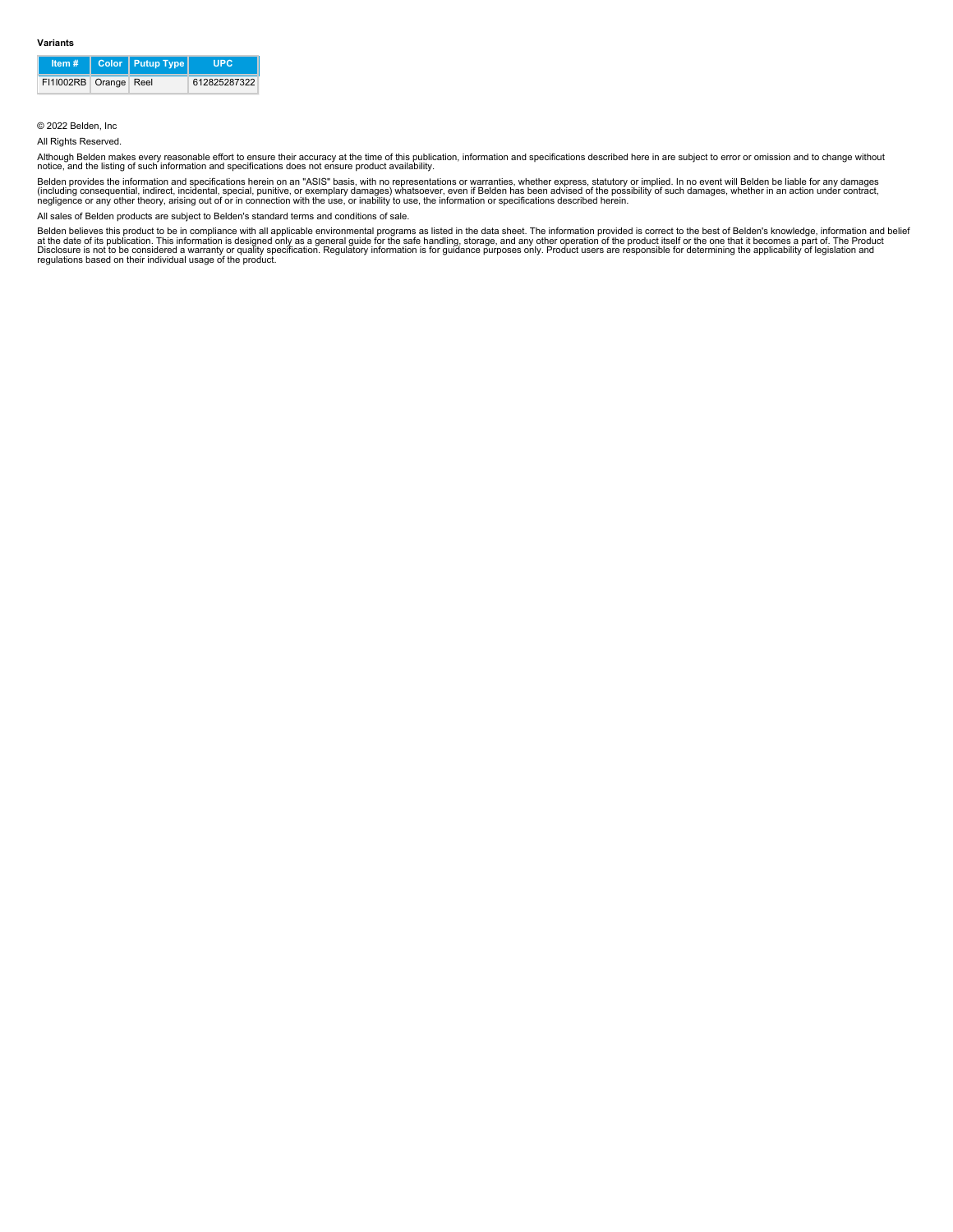**Variants**

| Item # | Color | Putup Type | UPC |
| --- | --- | --- | --- |
| FI1I002RB | Orange | Reel | 612825287322 |

© 2022 Belden, Inc

All Rights Reserved.

Although Belden makes every reasonable effort to ensure their accuracy at the time of this publication, information and specifications described here in are subject to error or omission and to change without notice, and the listing of such information and specifications does not ensure product availability.

Belden provides the information and specifications herein on an "ASIS" basis, with no representations or warranties, whether express, statutory or implied. In no event will Belden be liable for any damages (including consequential, indirect, incidental, special, punitive, or exemplary damages) whatsoever, even if Belden has been advised of the possibility of such damages, whether in an action under contract, negligence or any other theory, arising out of or in connection with the use, or inability to use, the information or specifications described herein.

All sales of Belden products are subject to Belden's standard terms and conditions of sale.

Belden believes this product to be in compliance with all applicable environmental programs as listed in the data sheet. The information provided is correct to the best of Belden's knowledge, information and belief at the date of its publication. This information is designed only as a general guide for the safe handling, storage, and any other operation of the product itself or the one that it becomes a part of. The Product Disclosure is not to be considered a warranty or quality specification. Regulatory information is for guidance purposes only. Product users are responsible for determining the applicability of legislation and regulations based on their individual usage of the product.